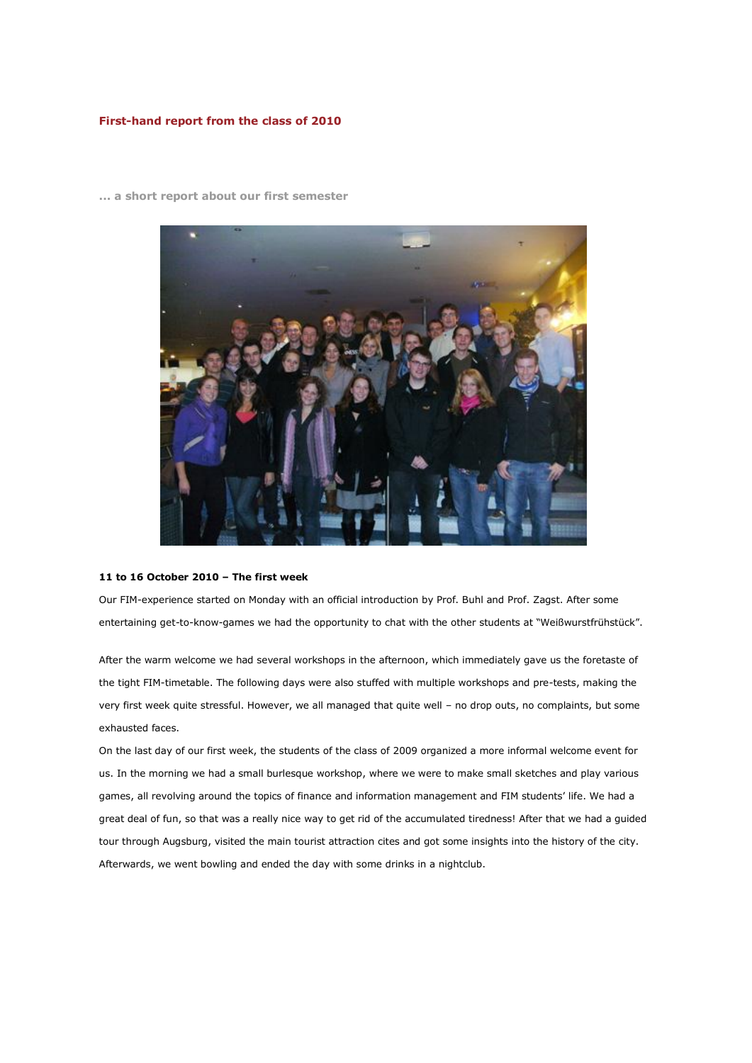# First-hand report from the class of 2010

**... a short report about our first semester**

**11 to 16 October 2010 – The first week**

Our FIM-experience started on Monday with an official introduction by Prof. Buhl and Prof. Zagst. After some entertaining get-to-know-games we had the opportunity to chat with the other students at "Weißwurstfrühstück".

After the warm welcome we had several workshops in the afternoon, which immediately gave us the foretaste of the tight FIM-timetable. The following days were also stuffed with multiple workshops and pre-tests, making the very first week quite stressful. However, we all managed that quite well – no drop outs, no complaints, but some exhausted faces.

On the last day of our first week, the students of the class of 2009 organized a more informal welcome event for us. In the morning we had a small burlesque workshop, where we were to make small sketches and play various games, all revolving around the topics of finance and information management and FIM students' life. We had a great deal of fun, so that was a really nice way to get rid of the accumulated tiredness! After that we had a guided tour through Augsburg, visited the main tourist attraction cites and got some insights into the history of the city. Afterwards, we went bowling and ended the day with some drinks in a nightclub.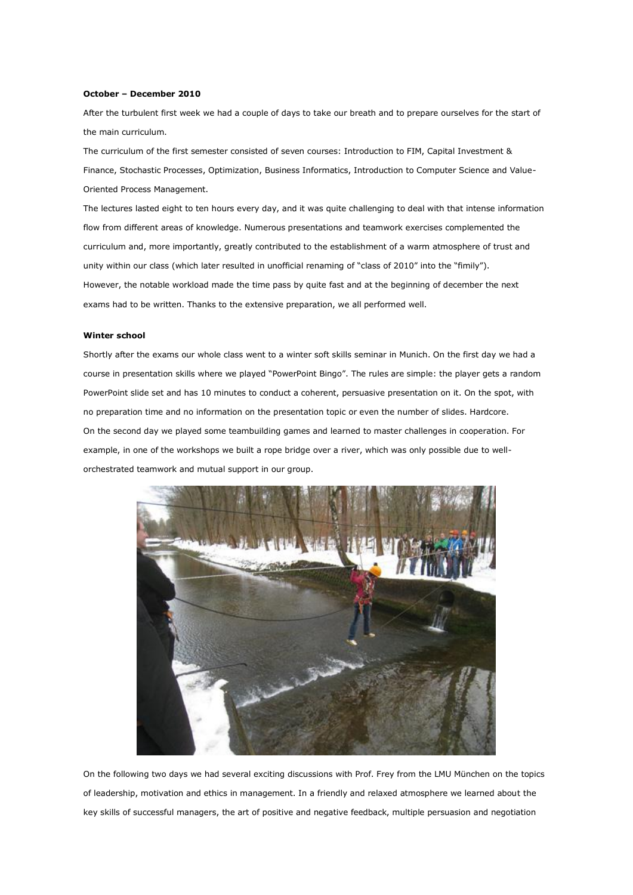**October – December 2010**

After the turbulent first week we had a couple of days to take our breath and to prepare ourselves for the start of the main curriculum.

The curriculum of the first semester consisted of seven courses: Introduction to FIM, Capital Investment & Finance, Stochastic Processes, Optimization, Business Informatics, Introduction to Computer Science and Value-Oriented Process Management.

The lectures lasted eight to ten hours every day, and it was quite challenging to deal with that intense information flow from different areas of knowledge. Numerous presentations and teamwork exercises complemented the curriculum and, more importantly, greatly contributed to the establishment of a warm atmosphere of trust and unity within our class (which later resulted in unofficial renaming of "class of 2010" into the "fimily").

However, the notable workload made the time pass by quite fast and at the beginning of december the next exams had to be written. Thanks to the extensive preparation, we all performed well.

**Winter school**

Shortly after the exams our whole class went to a winter soft skills seminar in Munich. On the first day we had a course in presentation skills where we played "PowerPoint Bingo". The rules are simple: the player gets a random PowerPoint slide set and has 10 minutes to conduct a coherent, persuasive presentation on it. On the spot, with no preparation time and no information on the presentation topic or even the number of slides. Hardcore.

On the second day we played some teambuilding games and learned to master challenges in cooperation. For example, in one of the workshops we built a rope bridge over a river, which was only possible due to well-orchestrated teamwork and mutual support in our group.

On the following two days we had several exciting discussions with Prof. Frey from the LMU München on the topics of leadership, motivation and ethics in management. In a friendly and relaxed atmosphere we learned about the key skills of successful managers, the art of positive and negative feedback, multiple persuasion and negotiation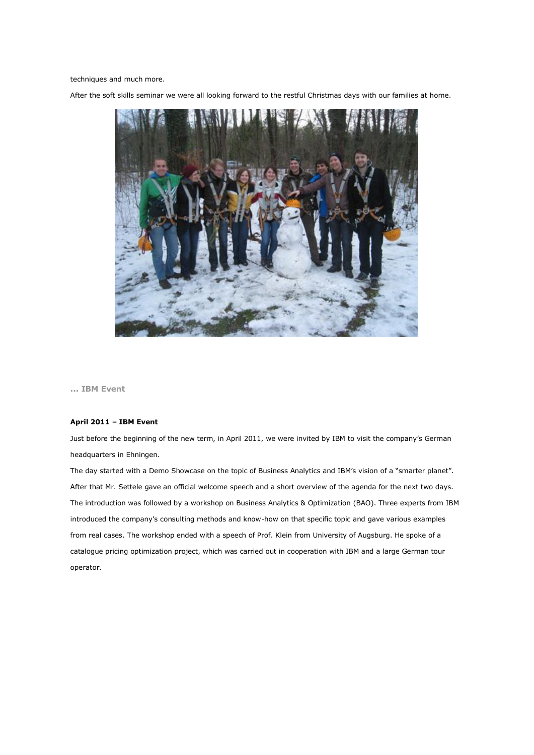techniques and much more.

After the soft skills seminar we were all looking forward to the restful Christmas days with our families at home.

**... IBM Event**

**April 2011 – IBM Event**

Just before the beginning of the new term, in April 2011, we were invited by IBM to visit the company's German headquarters in Ehningen.

The day started with a Demo Showcase on the topic of Business Analytics and IBM's vision of a "smarter planet". After that Mr. Settele gave an official welcome speech and a short overview of the agenda for the next two days. The introduction was followed by a workshop on Business Analytics & Optimization (BAO). Three experts from IBM introduced the company's consulting methods and know-how on that specific topic and gave various examples from real cases. The workshop ended with a speech of Prof. Klein from University of Augsburg. He spoke of a catalogue pricing optimization project, which was carried out in cooperation with IBM and a large German tour operator.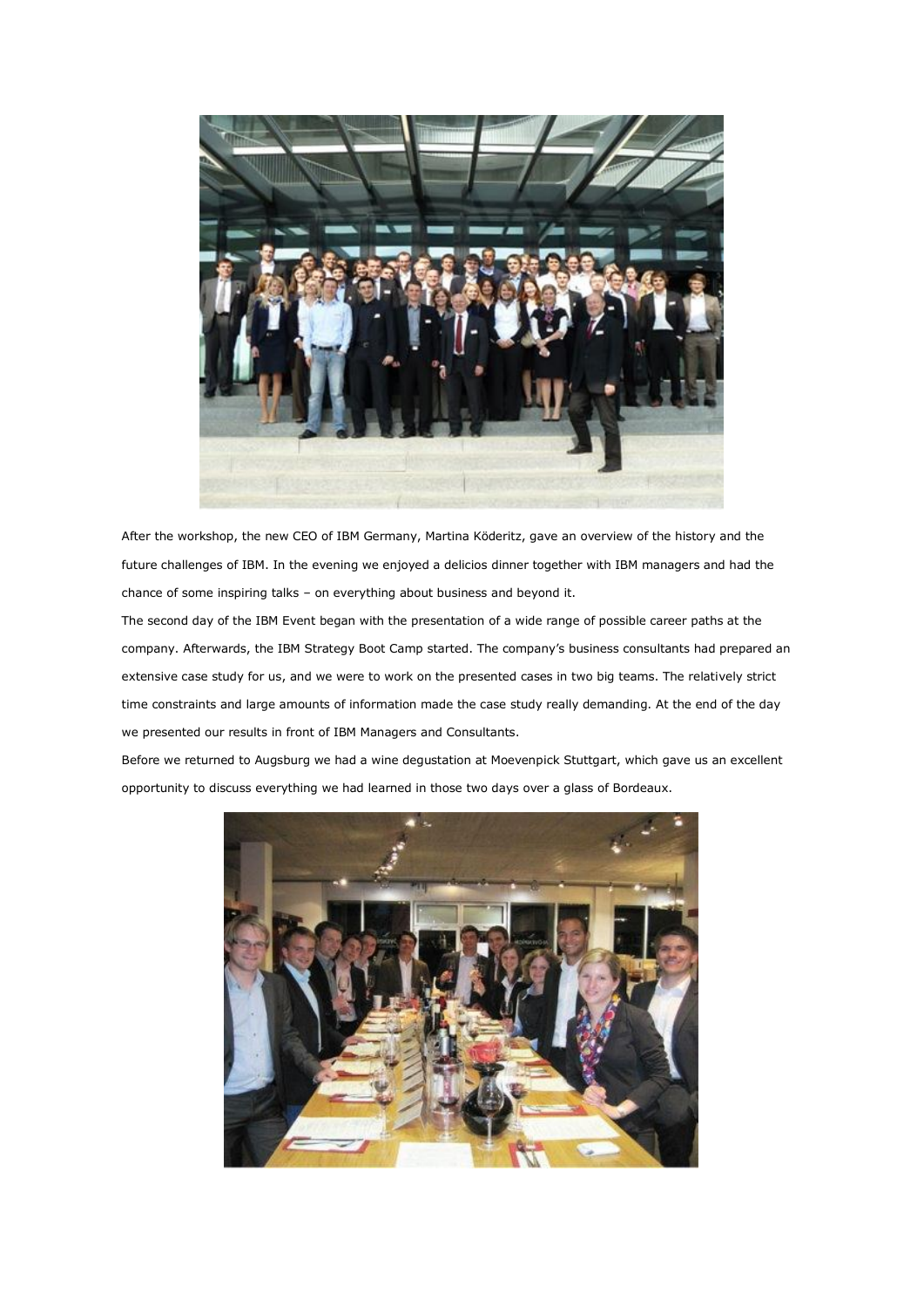After the workshop, the new CEO of IBM Germany, Martina Köderitz, gave an overview of the history and the future challenges of IBM. In the evening we enjoyed a delicios dinner together with IBM managers and had the chance of some inspiring talks – on everything about business and beyond it.

The second day of the IBM Event began with the presentation of a wide range of possible career paths at the company. Afterwards, the IBM Strategy Boot Camp started. The company's business consultants had prepared an extensive case study for us, and we were to work on the presented cases in two big teams. The relatively strict time constraints and large amounts of information made the case study really demanding. At the end of the day we presented our results in front of IBM Managers and Consultants.

Before we returned to Augsburg we had a wine degustation at Moevenpick Stuttgart, which gave us an excellent opportunity to discuss everything we had learned in those two days over a glass of Bordeaux.